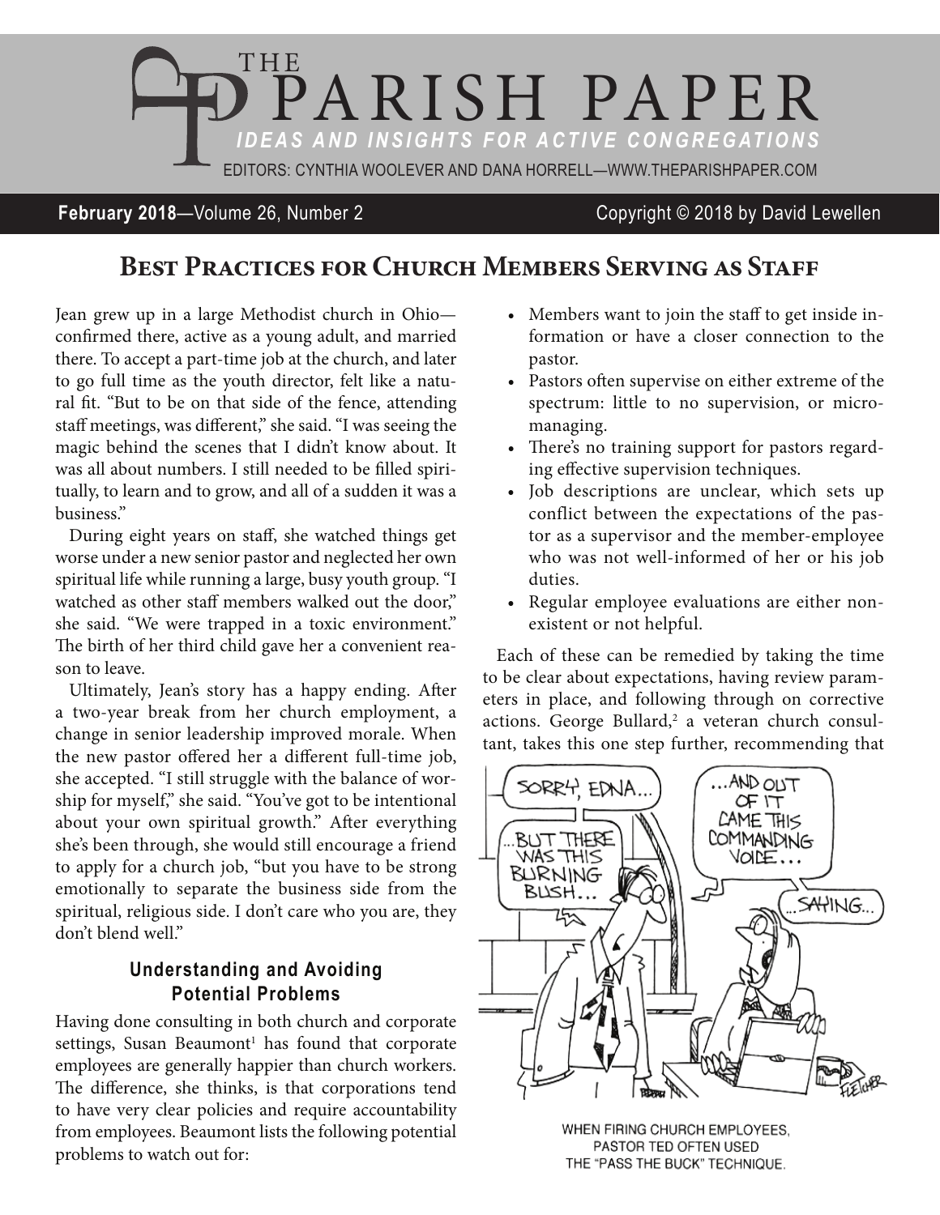# THE PARISH PAPER

*IDEAS AND INSIGHTS FOR ACTIVE CONGREGATIONS*

EDITORS: CYNTHIA WOOLEVER AND DANA HORRELL—WWW.THEPARISHPAPER.COM

**February 2018**—Volume 26, Number 2 Copyright © 2018 by David Lewellen

## Best Practices for Church Members Serving as Staff

Jean grew up in a large Methodist church in Ohio—confirmed there, active as a young adult, and married there. To accept a part-time job at the church, and later to go full time as the youth director, felt like a natural fit. "But to be on that side of the fence, attending staff meetings, was different," she said. "I was seeing the magic behind the scenes that I didn't know about. It was all about numbers. I still needed to be filled spiritually, to learn and to grow, and all of a sudden it was a business."

During eight years on staff, she watched things get worse under a new senior pastor and neglected her own spiritual life while running a large, busy youth group. "I watched as other staff members walked out the door," she said. "We were trapped in a toxic environment." The birth of her third child gave her a convenient reason to leave.

Ultimately, Jean's story has a happy ending. After a two-year break from her church employment, a change in senior leadership improved morale. When the new pastor offered her a different full-time job, she accepted. "I still struggle with the balance of worship for myself," she said. "You've got to be intentional about your own spiritual growth." After everything she's been through, she would still encourage a friend to apply for a church job, "but you have to be strong emotionally to separate the business side from the spiritual, religious side. I don't care who you are, they don't blend well."

### Understanding and Avoiding Potential Problems

Having done consulting in both church and corporate settings, Susan Beaumont[1] has found that corporate employees are generally happier than church workers. The difference, she thinks, is that corporations tend to have very clear policies and require accountability from employees. Beaumont lists the following potential problems to watch out for:

- Members want to join the staff to get inside information or have a closer connection to the pastor.
- Pastors often supervise on either extreme of the spectrum: little to no supervision, or micromanaging.
- There's no training support for pastors regarding effective supervision techniques.
- Job descriptions are unclear, which sets up conflict between the expectations of the pastor as a supervisor and the member-employee who was not well-informed of her or his job duties.
- Regular employee evaluations are either nonexistent or not helpful.

Each of these can be remedied by taking the time to be clear about expectations, having review parameters in place, and following through on corrective actions. George Bullard,[2] a veteran church consultant, takes this one step further, recommending that

WHEN FIRING CHURCH EMPLOYEES, PASTOR TED OFTEN USED THE "PASS THE BUCK" TECHNIQUE.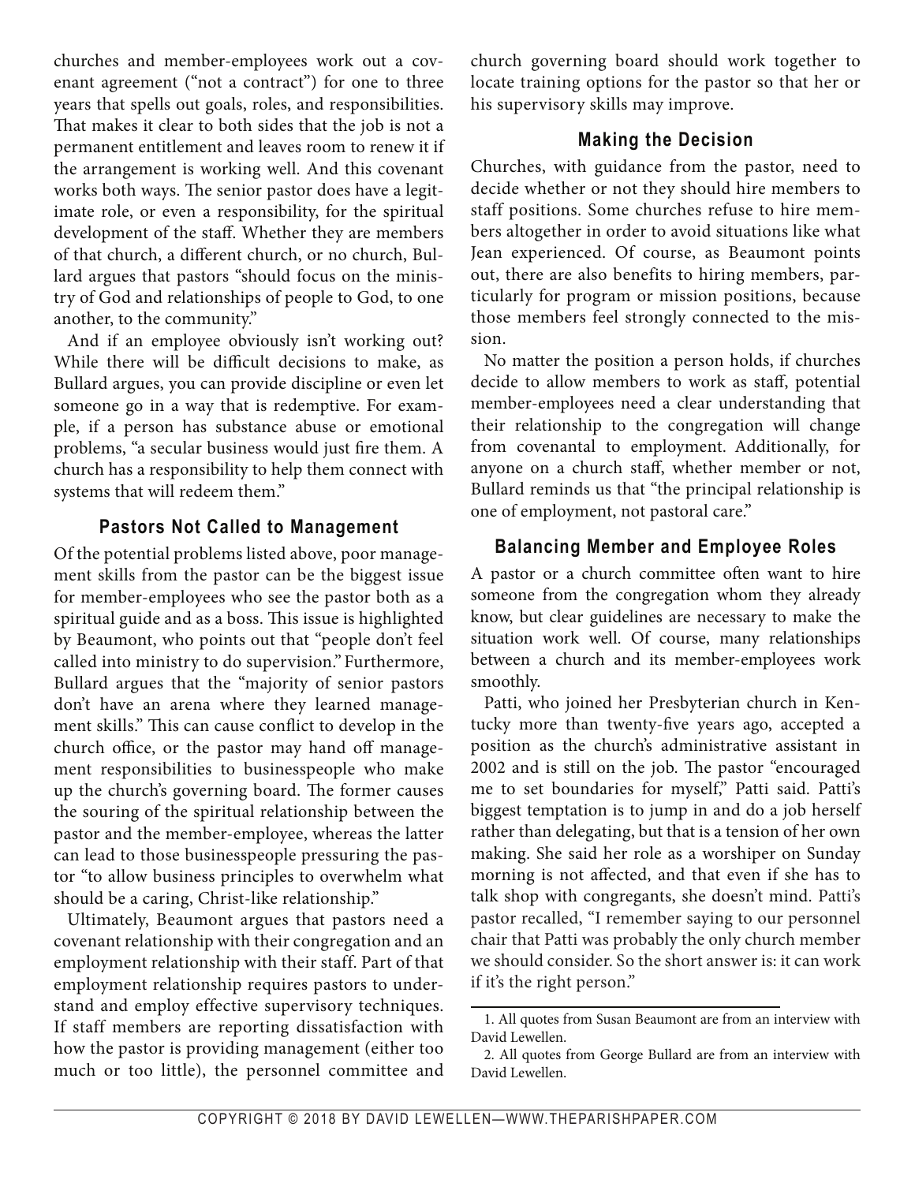churches and member-employees work out a covenant agreement ("not a contract") for one to three years that spells out goals, roles, and responsibilities. That makes it clear to both sides that the job is not a permanent entitlement and leaves room to renew it if the arrangement is working well. And this covenant works both ways. The senior pastor does have a legitimate role, or even a responsibility, for the spiritual development of the staff. Whether they are members of that church, a different church, or no church, Bullard argues that pastors "should focus on the ministry of God and relationships of people to God, to one another, to the community."

And if an employee obviously isn't working out? While there will be difficult decisions to make, as Bullard argues, you can provide discipline or even let someone go in a way that is redemptive. For example, if a person has substance abuse or emotional problems, "a secular business would just fire them. A church has a responsibility to help them connect with systems that will redeem them."

### Pastors Not Called to Management

Of the potential problems listed above, poor management skills from the pastor can be the biggest issue for member-employees who see the pastor both as a spiritual guide and as a boss. This issue is highlighted by Beaumont, who points out that "people don't feel called into ministry to do supervision." Furthermore, Bullard argues that the "majority of senior pastors don't have an arena where they learned management skills." This can cause conflict to develop in the church office, or the pastor may hand off management responsibilities to businesspeople who make up the church's governing board. The former causes the souring of the spiritual relationship between the pastor and the member-employee, whereas the latter can lead to those businesspeople pressuring the pastor "to allow business principles to overwhelm what should be a caring, Christ-like relationship."

Ultimately, Beaumont argues that pastors need a covenant relationship with their congregation and an employment relationship with their staff. Part of that employment relationship requires pastors to understand and employ effective supervisory techniques. If staff members are reporting dissatisfaction with how the pastor is providing management (either too much or too little), the personnel committee and church governing board should work together to locate training options for the pastor so that her or his supervisory skills may improve.

### Making the Decision

Churches, with guidance from the pastor, need to decide whether or not they should hire members to staff positions. Some churches refuse to hire members altogether in order to avoid situations like what Jean experienced. Of course, as Beaumont points out, there are also benefits to hiring members, particularly for program or mission positions, because those members feel strongly connected to the mission.

No matter the position a person holds, if churches decide to allow members to work as staff, potential member-employees need a clear understanding that their relationship to the congregation will change from covenantal to employment. Additionally, for anyone on a church staff, whether member or not, Bullard reminds us that "the principal relationship is one of employment, not pastoral care."

### Balancing Member and Employee Roles

A pastor or a church committee often want to hire someone from the congregation whom they already know, but clear guidelines are necessary to make the situation work well. Of course, many relationships between a church and its member-employees work smoothly.

Patti, who joined her Presbyterian church in Kentucky more than twenty-five years ago, accepted a position as the church's administrative assistant in 2002 and is still on the job. The pastor "encouraged me to set boundaries for myself," Patti said. Patti's biggest temptation is to jump in and do a job herself rather than delegating, but that is a tension of her own making. She said her role as a worshiper on Sunday morning is not affected, and that even if she has to talk shop with congregants, she doesn't mind. Patti's pastor recalled, "I remember saying to our personnel chair that Patti was probably the only church member we should consider. So the short answer is: it can work if it's the right person."

---

1. All quotes from Susan Beaumont are from an interview with David Lewellen.
2. All quotes from George Bullard are from an interview with David Lewellen.

COPYRIGHT © 2018 BY DAVID LEWELLEN—WWW.THEPARISHPAPER.COM